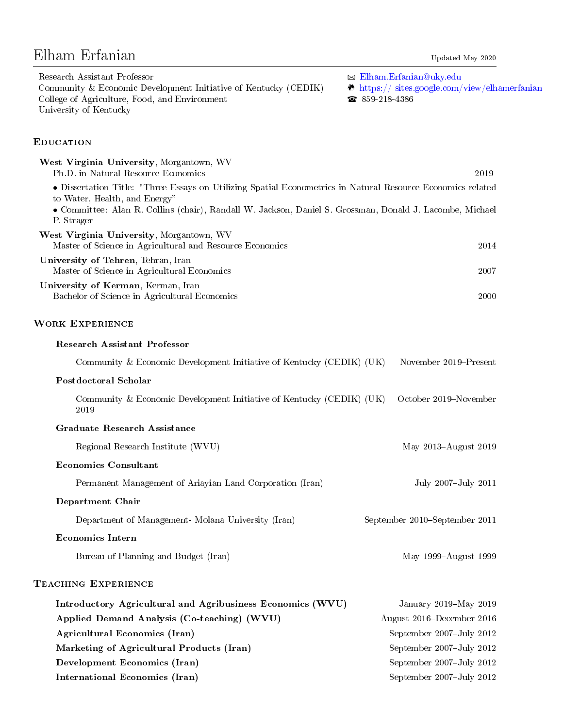# Elham Erfanian

Updated May 2020

Research Assistant Professor
Community & Economic Development Initiative of Kentucky (CEDIK)
College of Agriculture, Food, and Environment
University of Kentucky

✉ Elham.Erfanian@uky.edu
https:// sites.google.com/view/elhamerfanian
☎ 859-218-4386

## Education

**West Virginia University**, Morgantown, WV
Ph.D. in Natural Resource Economics — 2019

- Dissertation Title: "Three Essays on Utilizing Spatial Econometrics in Natural Resource Economics related to Water, Health, and Energy"
- Committee: Alan R. Collins (chair), Randall W. Jackson, Daniel S. Grossman, Donald J. Lacombe, Michael P. Strager

**West Virginia University**, Morgantown, WV
Master of Science in Agricultural and Resource Economics — 2014

**University of Tehren**, Tehran, Iran
Master of Science in Agricultural Economics — 2007

**University of Kerman**, Kerman, Iran
Bachelor of Science in Agricultural Economics — 2000

## Work Experience

**Research Assistant Professor**

Community & Economic Development Initiative of Kentucky (CEDIK) (UK) — November 2019–Present

**Postdoctoral Scholar**

Community & Economic Development Initiative of Kentucky (CEDIK) (UK) — October 2019–November 2019

**Graduate Research Assistance**

Regional Research Institute (WVU) — May 2013–August 2019

**Economics Consultant**

Permanent Management of Ariayian Land Corporation (Iran) — July 2007–July 2011

**Department Chair**

Department of Management- Molana University (Iran) — September 2010–September 2011

**Economics Intern**

Bureau of Planning and Budget (Iran) — May 1999–August 1999

## Teaching Experience

**Introductory Agricultural and Agribusiness Economics (WVU)** — January 2019–May 2019
**Applied Demand Analysis (Co-teaching) (WVU)** — August 2016–December 2016
**Agricultural Economics (Iran)** — September 2007–July 2012
**Marketing of Agricultural Products (Iran)** — September 2007–July 2012
**Development Economics (Iran)** — September 2007–July 2012
**International Economics (Iran)** — September 2007–July 2012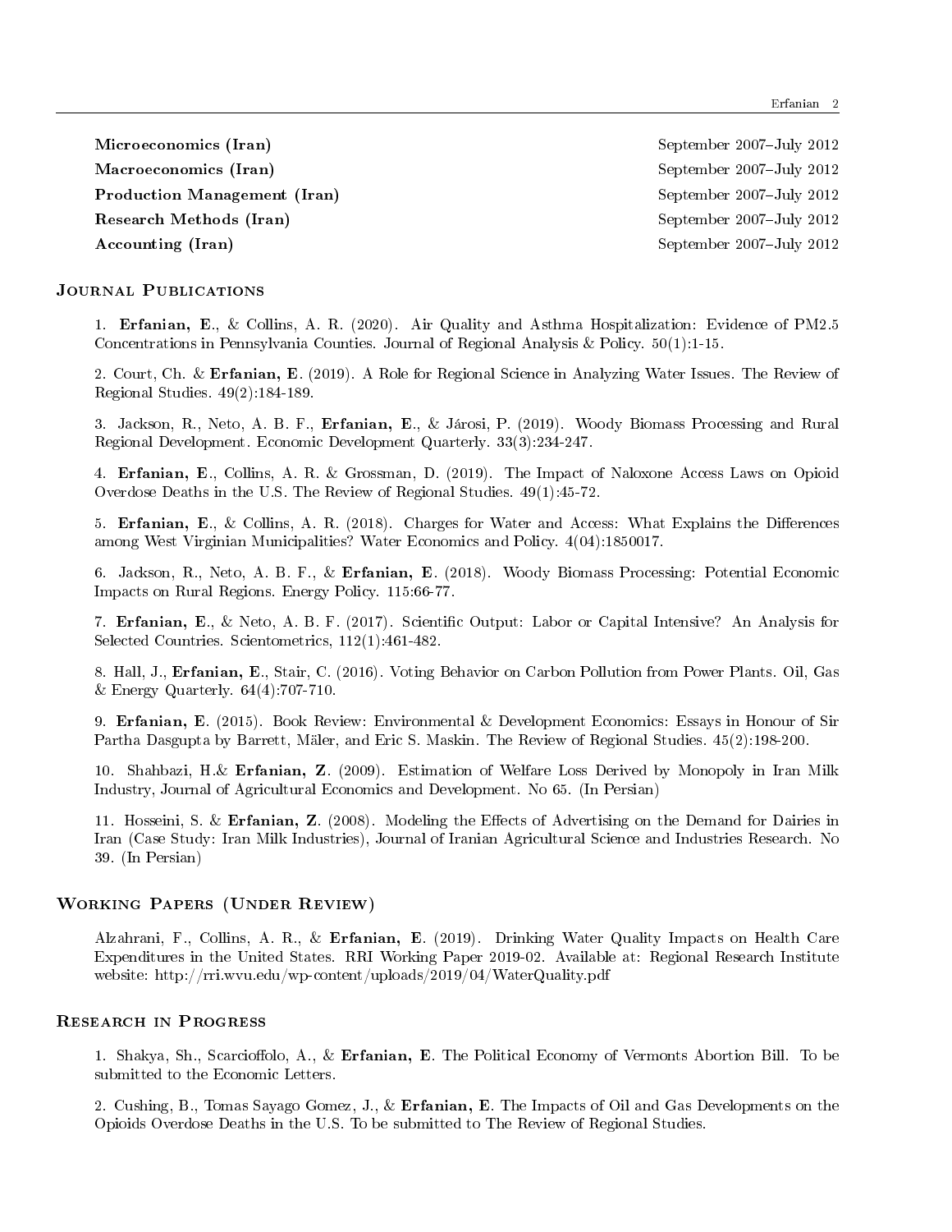**Microeconomics (Iran)** September 2007–July 2012

**Macroeconomics (Iran)** September 2007–July 2012

**Production Management (Iran)** September 2007–July 2012

**Research Methods (Iran)** September 2007–July 2012

**Accounting (Iran)** September 2007–July 2012

## Journal Publications

1. **Erfanian, E.**, & Collins, A. R. (2020). Air Quality and Asthma Hospitalization: Evidence of PM2.5 Concentrations in Pennsylvania Counties. Journal of Regional Analysis & Policy. 50(1):1-15.

2. Court, Ch. & **Erfanian, E.** (2019). A Role for Regional Science in Analyzing Water Issues. The Review of Regional Studies. 49(2):184-189.

3. Jackson, R., Neto, A. B. F., **Erfanian, E.**, & Járosi, P. (2019). Woody Biomass Processing and Rural Regional Development. Economic Development Quarterly. 33(3):234-247.

4. **Erfanian, E.**, Collins, A. R. & Grossman, D. (2019). The Impact of Naloxone Access Laws on Opioid Overdose Deaths in the U.S. The Review of Regional Studies. 49(1):45-72.

5. **Erfanian, E.**, & Collins, A. R. (2018). Charges for Water and Access: What Explains the Differences among West Virginian Municipalities? Water Economics and Policy. 4(04):1850017.

6. Jackson, R., Neto, A. B. F., & **Erfanian, E.** (2018). Woody Biomass Processing: Potential Economic Impacts on Rural Regions. Energy Policy. 115:66-77.

7. **Erfanian, E.**, & Neto, A. B. F. (2017). Scientific Output: Labor or Capital Intensive? An Analysis for Selected Countries. Scientometrics, 112(1):461-482.

8. Hall, J., **Erfanian, E.**, Stair, C. (2016). Voting Behavior on Carbon Pollution from Power Plants. Oil, Gas & Energy Quarterly. 64(4):707-710.

9. **Erfanian, E.** (2015). Book Review: Environmental & Development Economics: Essays in Honour of Sir Partha Dasgupta by Barrett, Mäler, and Eric S. Maskin. The Review of Regional Studies. 45(2):198-200.

10. Shahbazi, H.& **Erfanian, Z.** (2009). Estimation of Welfare Loss Derived by Monopoly in Iran Milk Industry, Journal of Agricultural Economics and Development. No 65. (In Persian)

11. Hosseini, S. & **Erfanian, Z.** (2008). Modeling the Effects of Advertising on the Demand for Dairies in Iran (Case Study: Iran Milk Industries), Journal of Iranian Agricultural Science and Industries Research. No 39. (In Persian)

## Working Papers (Under Review)

Alzahrani, F., Collins, A. R., & **Erfanian, E.** (2019). Drinking Water Quality Impacts on Health Care Expenditures in the United States. RRI Working Paper 2019-02. Available at: Regional Research Institute website: http://rri.wvu.edu/wp-content/uploads/2019/04/WaterQuality.pdf

## Research in Progress

1. Shakya, Sh., Scarcioffolo, A., & **Erfanian, E.** The Political Economy of Vermonts Abortion Bill. To be submitted to the Economic Letters.

2. Cushing, B., Tomas Sayago Gomez, J., & **Erfanian, E.** The Impacts of Oil and Gas Developments on the Opioids Overdose Deaths in the U.S. To be submitted to The Review of Regional Studies.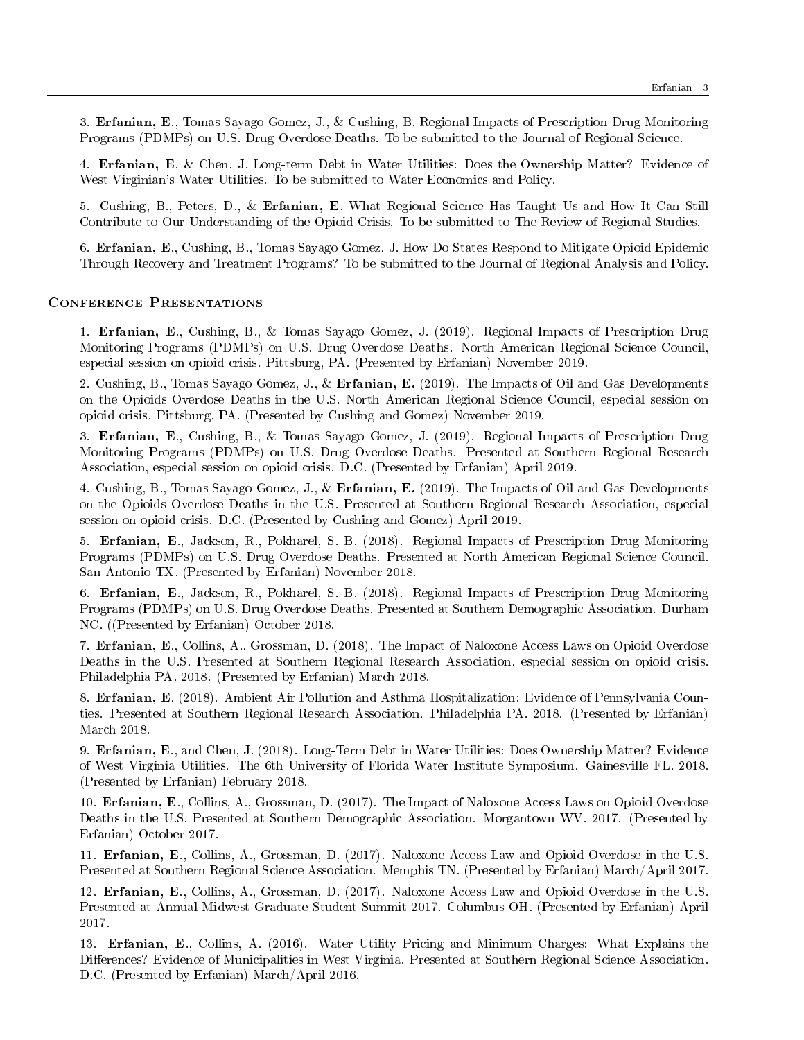3. **Erfanian, E**., Tomas Sayago Gomez, J., & Cushing, B. Regional Impacts of Prescription Drug Monitoring Programs (PDMPs) on U.S. Drug Overdose Deaths. To be submitted to the Journal of Regional Science.

4. **Erfanian, E**. & Chen, J. Long-term Debt in Water Utilities: Does the Ownership Matter? Evidence of West Virginian's Water Utilities. To be submitted to Water Economics and Policy.

5. Cushing, B., Peters, D., & **Erfanian, E**. What Regional Science Has Taught Us and How It Can Still Contribute to Our Understanding of the Opioid Crisis. To be submitted to The Review of Regional Studies.

6. **Erfanian, E**., Cushing, B., Tomas Sayago Gomez, J. How Do States Respond to Mitigate Opioid Epidemic Through Recovery and Treatment Programs? To be submitted to the Journal of Regional Analysis and Policy.

## Conference Presentations

1. **Erfanian, E**., Cushing, B., & Tomas Sayago Gomez, J. (2019). Regional Impacts of Prescription Drug Monitoring Programs (PDMPs) on U.S. Drug Overdose Deaths. North American Regional Science Council, especial session on opioid crisis. Pittsburg, PA. (Presented by Erfanian) November 2019.

2. Cushing, B., Tomas Sayago Gomez, J., & **Erfanian, E.** (2019). The Impacts of Oil and Gas Developments on the Opioids Overdose Deaths in the U.S. North American Regional Science Council, especial session on opioid crisis. Pittsburg, PA. (Presented by Cushing and Gomez) November 2019.

3. **Erfanian, E**., Cushing, B., & Tomas Sayago Gomez, J. (2019). Regional Impacts of Prescription Drug Monitoring Programs (PDMPs) on U.S. Drug Overdose Deaths. Presented at Southern Regional Research Association, especial session on opioid crisis. D.C. (Presented by Erfanian) April 2019.

4. Cushing, B., Tomas Sayago Gomez, J., & **Erfanian, E.** (2019). The Impacts of Oil and Gas Developments on the Opioids Overdose Deaths in the U.S. Presented at Southern Regional Research Association, especial session on opioid crisis. D.C. (Presented by Cushing and Gomez) April 2019.

5. **Erfanian, E**., Jackson, R., Pokharel, S. B. (2018). Regional Impacts of Prescription Drug Monitoring Programs (PDMPs) on U.S. Drug Overdose Deaths. Presented at North American Regional Science Council. San Antonio TX. (Presented by Erfanian) November 2018.

6. **Erfanian, E**., Jackson, R., Pokharel, S. B. (2018). Regional Impacts of Prescription Drug Monitoring Programs (PDMPs) on U.S. Drug Overdose Deaths. Presented at Southern Demographic Association. Durham NC. ((Presented by Erfanian) October 2018.

7. **Erfanian, E**., Collins, A., Grossman, D. (2018). The Impact of Naloxone Access Laws on Opioid Overdose Deaths in the U.S. Presented at Southern Regional Research Association, especial session on opioid crisis. Philadelphia PA. 2018. (Presented by Erfanian) March 2018.

8. **Erfanian, E**. (2018). Ambient Air Pollution and Asthma Hospitalization: Evidence of Pennsylvania Counties. Presented at Southern Regional Research Association. Philadelphia PA. 2018. (Presented by Erfanian) March 2018.

9. **Erfanian, E**., and Chen, J. (2018). Long-Term Debt in Water Utilities: Does Ownership Matter? Evidence of West Virginia Utilities. The 6th University of Florida Water Institute Symposium. Gainesville FL. 2018. (Presented by Erfanian) February 2018.

10. **Erfanian, E**., Collins, A., Grossman, D. (2017). The Impact of Naloxone Access Laws on Opioid Overdose Deaths in the U.S. Presented at Southern Demographic Association. Morgantown WV. 2017. (Presented by Erfanian) October 2017.

11. **Erfanian, E**., Collins, A., Grossman, D. (2017). Naloxone Access Law and Opioid Overdose in the U.S. Presented at Southern Regional Science Association. Memphis TN. (Presented by Erfanian) March/April 2017.

12. **Erfanian, E**., Collins, A., Grossman, D. (2017). Naloxone Access Law and Opioid Overdose in the U.S. Presented at Annual Midwest Graduate Student Summit 2017. Columbus OH. (Presented by Erfanian) April 2017.

13. **Erfanian, E**., Collins, A. (2016). Water Utility Pricing and Minimum Charges: What Explains the Differences? Evidence of Municipalities in West Virginia. Presented at Southern Regional Science Association. D.C. (Presented by Erfanian) March/April 2016.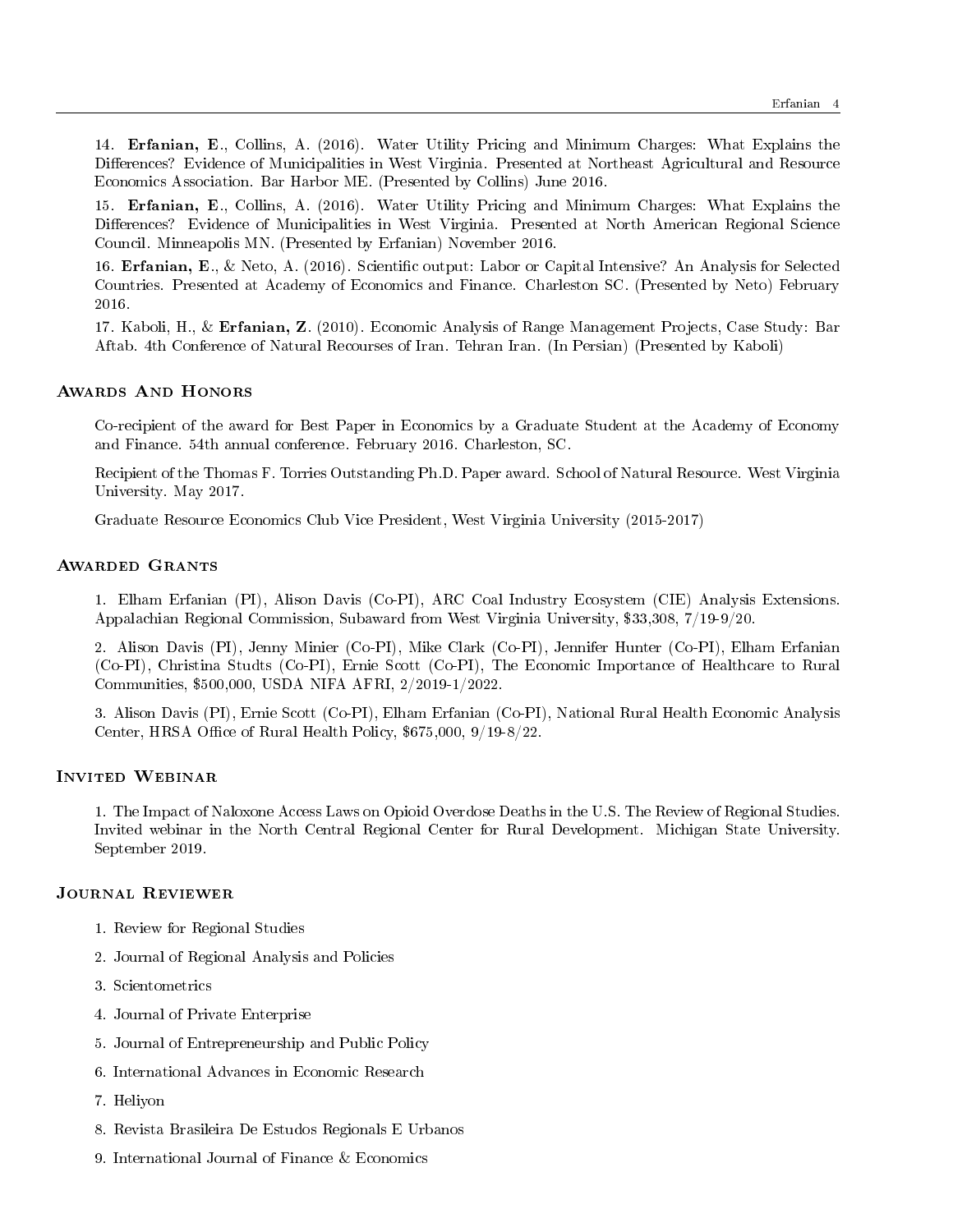14. **Erfanian, E.**, Collins, A. (2016). Water Utility Pricing and Minimum Charges: What Explains the Differences? Evidence of Municipalities in West Virginia. Presented at Northeast Agricultural and Resource Economics Association. Bar Harbor ME. (Presented by Collins) June 2016.

15. **Erfanian, E.**, Collins, A. (2016). Water Utility Pricing and Minimum Charges: What Explains the Differences? Evidence of Municipalities in West Virginia. Presented at North American Regional Science Council. Minneapolis MN. (Presented by Erfanian) November 2016.

16. **Erfanian, E.**, & Neto, A. (2016). Scientific output: Labor or Capital Intensive? An Analysis for Selected Countries. Presented at Academy of Economics and Finance. Charleston SC. (Presented by Neto) February 2016.

17. Kaboli, H., & **Erfanian, Z.** (2010). Economic Analysis of Range Management Projects, Case Study: Bar Aftab. 4th Conference of Natural Recourses of Iran. Tehran Iran. (In Persian) (Presented by Kaboli)

## Awards And Honors

Co-recipient of the award for Best Paper in Economics by a Graduate Student at the Academy of Economy and Finance. 54th annual conference. February 2016. Charleston, SC.

Recipient of the Thomas F. Torries Outstanding Ph.D. Paper award. School of Natural Resource. West Virginia University. May 2017.

Graduate Resource Economics Club Vice President, West Virginia University (2015-2017)

## Awarded Grants

1. Elham Erfanian (PI), Alison Davis (Co-PI), ARC Coal Industry Ecosystem (CIE) Analysis Extensions. Appalachian Regional Commission, Subaward from West Virginia University, $33,308, 7/19-9/20.

2. Alison Davis (PI), Jenny Minier (Co-PI), Mike Clark (Co-PI), Jennifer Hunter (Co-PI), Elham Erfanian (Co-PI), Christina Studts (Co-PI), Ernie Scott (Co-PI), The Economic Importance of Healthcare to Rural Communities, $500,000, USDA NIFA AFRI, 2/2019-1/2022.

3. Alison Davis (PI), Ernie Scott (Co-PI), Elham Erfanian (Co-PI), National Rural Health Economic Analysis Center, HRSA Office of Rural Health Policy, $675,000, 9/19-8/22.

## Invited Webinar

1. The Impact of Naloxone Access Laws on Opioid Overdose Deaths in the U.S. The Review of Regional Studies. Invited webinar in the North Central Regional Center for Rural Development. Michigan State University. September 2019.

## Journal Reviewer

1. Review for Regional Studies
2. Journal of Regional Analysis and Policies
3. Scientometrics
4. Journal of Private Enterprise
5. Journal of Entrepreneurship and Public Policy
6. International Advances in Economic Research
7. Heliyon
8. Revista Brasileira De Estudos Regionals E Urbanos
9. International Journal of Finance & Economics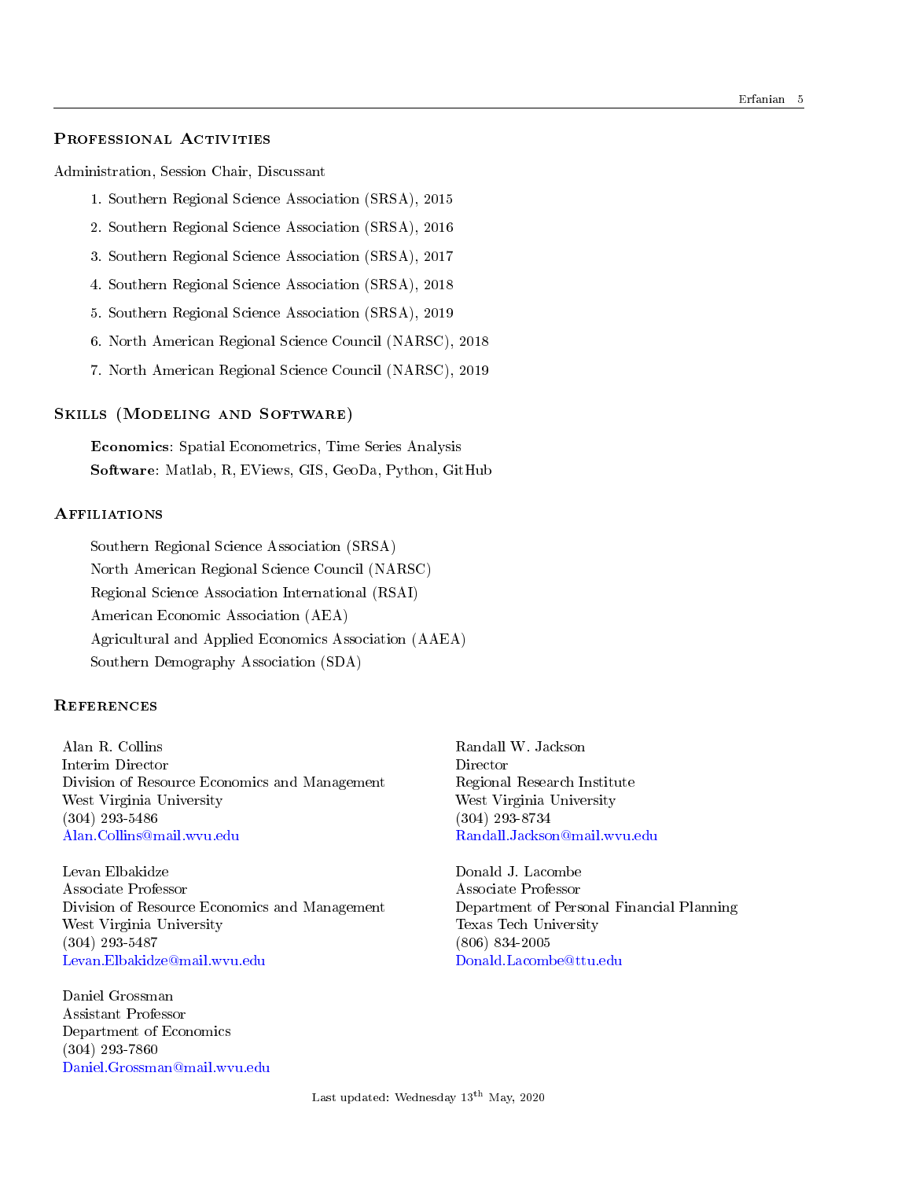## Professional Activities

Administration, Session Chair, Discussant

1. Southern Regional Science Association (SRSA), 2015
2. Southern Regional Science Association (SRSA), 2016
3. Southern Regional Science Association (SRSA), 2017
4. Southern Regional Science Association (SRSA), 2018
5. Southern Regional Science Association (SRSA), 2019
6. North American Regional Science Council (NARSC), 2018
7. North American Regional Science Council (NARSC), 2019

## Skills (Modeling and Software)

**Economics**: Spatial Econometrics, Time Series Analysis
**Software**: Matlab, R, EViews, GIS, GeoDa, Python, GitHub

## Affiliations

Southern Regional Science Association (SRSA)
North American Regional Science Council (NARSC)
Regional Science Association International (RSAI)
American Economic Association (AEA)
Agricultural and Applied Economics Association (AAEA)
Southern Demography Association (SDA)

## References

Alan R. Collins
Interim Director
Division of Resource Economics and Management
West Virginia University
(304) 293-5486
Alan.Collins@mail.wvu.edu

Levan Elbakidze
Associate Professor
Division of Resource Economics and Management
West Virginia University
(304) 293-5487
Levan.Elbakidze@mail.wvu.edu

Daniel Grossman
Assistant Professor
Department of Economics
(304) 293-7860
Daniel.Grossman@mail.wvu.edu

Randall W. Jackson
Director
Regional Research Institute
West Virginia University
(304) 293-8734
Randall.Jackson@mail.wvu.edu

Donald J. Lacombe
Associate Professor
Department of Personal Financial Planning
Texas Tech University
(806) 834-2005
Donald.Lacombe@ttu.edu

Last updated: Wednesday 13th May, 2020